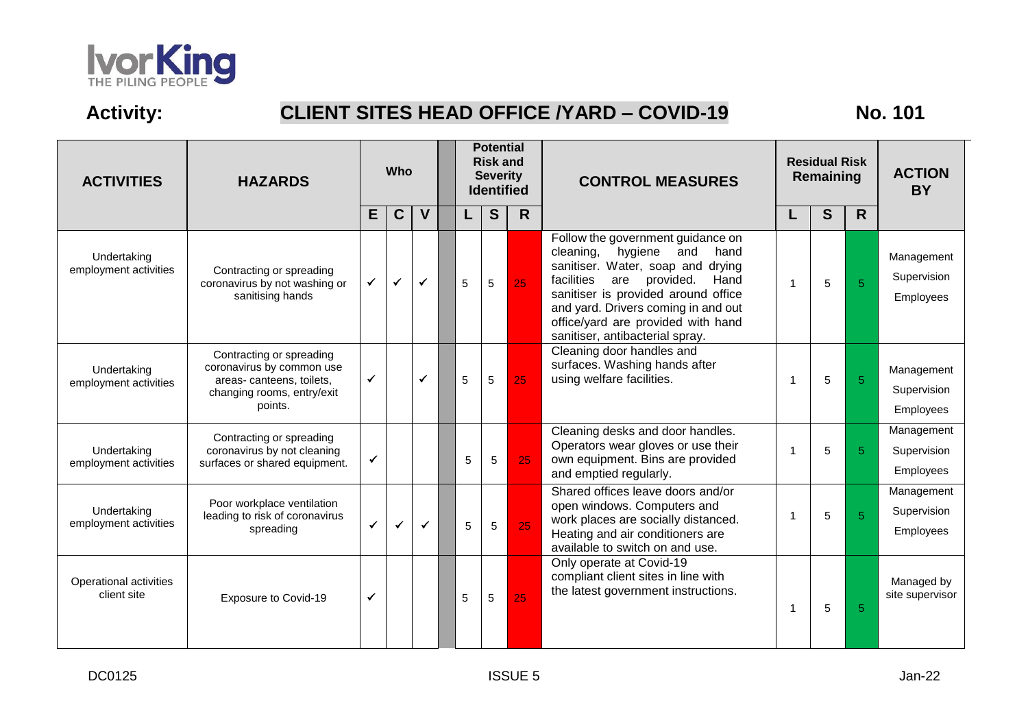# Activity: CLIENT SITES HEAD OFFICE /YARD – COVID-19

**No. 101**

| ACTIVITIES | HAZARDS | Who | | | | Potential Risk and Severity Identified | | | CONTROL MEASURES | Residual Risk Remaining | | | ACTION BY |
|---|---|---|---|---|---|---|---|---|---|---|---|---|---|
| | | E | C | V | | L | S | R | | L | S | R | |
| Undertaking employment activities | Contracting or spreading coronavirus by not washing or sanitising hands | ✓ | ✓ | ✓ | | 5 | 5 | 25 | Follow the government guidance on cleaning, hygiene and hand sanitiser. Water, soap and drying facilities are provided. Hand sanitiser is provided around office and yard. Drivers coming in and out office/yard are provided with hand sanitiser, antibacterial spray. | 1 | 5 | 5 | Management Supervision Employees |
| Undertaking employment activities | Contracting or spreading coronavirus by common use areas- canteens, toilets, changing rooms, entry/exit points. | ✓ | | ✓ | | 5 | 5 | 25 | Cleaning door handles and surfaces. Washing hands after using welfare facilities. | 1 | 5 | 5 | Management Supervision Employees |
| Undertaking employment activities | Contracting or spreading coronavirus by not cleaning surfaces or shared equipment. | ✓ | | | | 5 | 5 | 25 | Cleaning desks and door handles. Operators wear gloves or use their own equipment. Bins are provided and emptied regularly. | 1 | 5 | 5 | Management Supervision Employees |
| Undertaking employment activities | Poor workplace ventilation leading to risk of coronavirus spreading | ✓ | ✓ | ✓ | | 5 | 5 | 25 | Shared offices leave doors and/or open windows. Computers and work places are socially distanced. Heating and air conditioners are available to switch on and use. | 1 | 5 | 5 | Management Supervision Employees |
| Operational activities client site | Exposure to Covid-19 | ✓ | | | | 5 | 5 | 25 | Only operate at Covid-19 compliant client sites in line with the latest government instructions. | 1 | 5 | 5 | Managed by site supervisor |

DC0125 ISSUE 5 Jan-22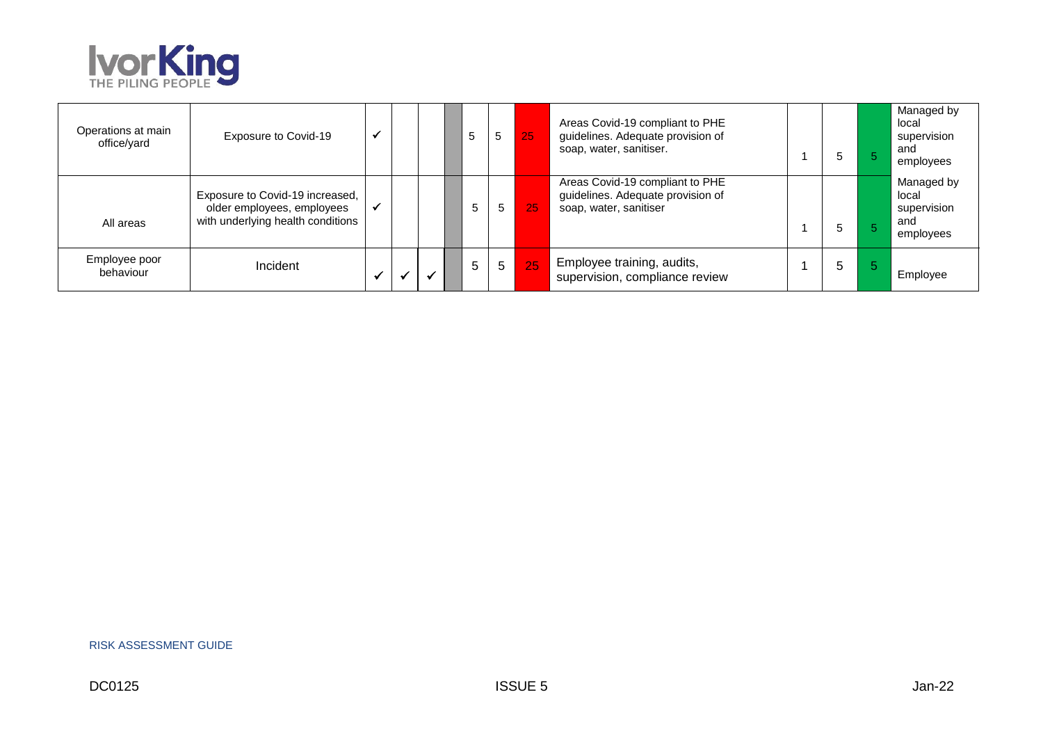| | | | | | | | | | | | | | |
|---|---|---|---|---|---|---|---|---|---|---|---|---|---|
| Operations at main office/yard | Exposure to Covid-19 | ✓ | | | | 5 | 5 | 25 | Areas Covid-19 compliant to PHE guidelines. Adequate provision of soap, water, sanitiser. | 1 | 5 | 5 | Managed by local supervision and employees |
| All areas | Exposure to Covid-19 increased, older employees, employees with underlying health conditions | ✓ | | | | 5 | 5 | 25 | Areas Covid-19 compliant to PHE guidelines. Adequate provision of soap, water, sanitiser | 1 | 5 | 5 | Managed by local supervision and employees |
| Employee poor behaviour | Incident | ✓ | ✓ | ✓ | | 5 | 5 | 25 | Employee training, audits, supervision, compliance review | 1 | 5 | 5 | Employee |

RISK ASSESSMENT GUIDE

DC0125 ISSUE 5 Jan-22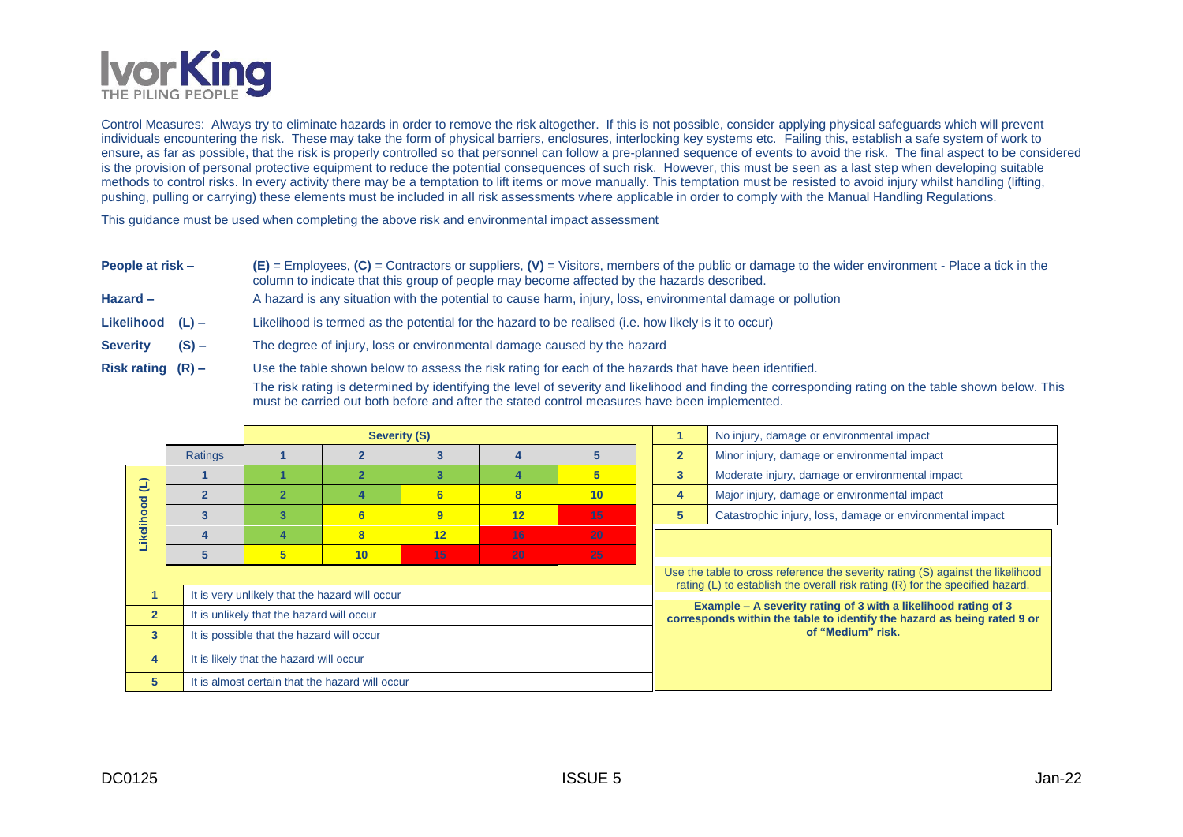Control Measures: Always try to eliminate hazards in order to remove the risk altogether. If this is not possible, consider applying physical safeguards which will prevent individuals encountering the risk. These may take the form of physical barriers, enclosures, interlocking key systems etc. Failing this, establish a safe system of work to ensure, as far as possible, that the risk is properly controlled so that personnel can follow a pre-planned sequence of events to avoid the risk. The final aspect to be considered is the provision of personal protective equipment to reduce the potential consequences of such risk. However, this must be seen as a last step when developing suitable methods to control risks. In every activity there may be a temptation to lift items or move manually. This temptation must be resisted to avoid injury whilst handling (lifting, pushing, pulling or carrying) these elements must be included in all risk assessments where applicable in order to comply with the Manual Handling Regulations.

This guidance must be used when completing the above risk and environmental impact assessment

**People at risk –** **(E)** = Employees, **(C)** = Contractors or suppliers, **(V)** = Visitors, members of the public or damage to the wider environment - Place a tick in the column to indicate that this group of people may become affected by the hazards described.

**Hazard –** A hazard is any situation with the potential to cause harm, injury, loss, environmental damage or pollution

**Likelihood (L) –** Likelihood is termed as the potential for the hazard to be realised (i.e. how likely is it to occur)

**Severity (S) –** The degree of injury, loss or environmental damage caused by the hazard

**Risk rating (R) –** Use the table shown below to assess the risk rating for each of the hazards that have been identified.

The risk rating is determined by identifying the level of severity and likelihood and finding the corresponding rating on the table shown below. This must be carried out both before and after the stated control measures have been implemented.

| | | Severity (S) | | | | |
|---|---|---|---|---|---|---|
| | Ratings | 1 | 2 | 3 | 4 | 5 |
| Likelihood (L) | 1 | 1 | 2 | 3 | 4 | 5 |
| | 2 | 2 | 4 | 6 | 8 | 10 |
| | 3 | 3 | 6 | 9 | 12 | 15 |
| | 4 | 4 | 8 | 12 | 16 | 20 |
| | 5 | 5 | 10 | 15 | 20 | 25 |

| | |
|---|---|
| 1 | It is very unlikely that the hazard will occur |
| 2 | It is unlikely that the hazard will occur |
| 3 | It is possible that the hazard will occur |
| 4 | It is likely that the hazard will occur |
| 5 | It is almost certain that the hazard will occur |

| | |
|---|---|
| 1 | No injury, damage or environmental impact |
| 2 | Minor injury, damage or environmental impact |
| 3 | Moderate injury, damage or environmental impact |
| 4 | Major injury, damage or environmental impact |
| 5 | Catastrophic injury, loss, damage or environmental impact |

Use the table to cross reference the severity rating (S) against the likelihood rating (L) to establish the overall risk rating (R) for the specified hazard.

**Example – A severity rating of 3 with a likelihood rating of 3 corresponds within the table to identify the hazard as being rated 9 or of "Medium" risk.**

DC0125 ISSUE 5 Jan-22